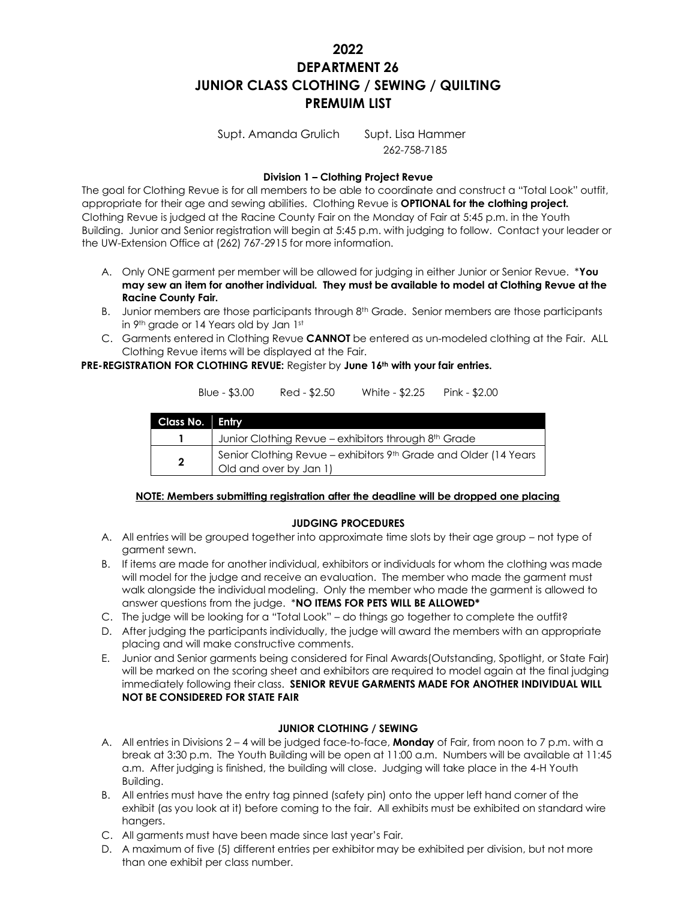# 2022
# DEPARTMENT 26
# JUNIOR CLASS CLOTHING / SEWING / QUILTING
# PREMUIM LIST

Supt. Amanda Grulich     Supt. Lisa Hammer
262-758-7185

### Division 1 – Clothing Project Revue

The goal for Clothing Revue is for all members to be able to coordinate and construct a "Total Look" outfit, appropriate for their age and sewing abilities. Clothing Revue is **OPTIONAL for the clothing project.** Clothing Revue is judged at the Racine County Fair on the Monday of Fair at 5:45 p.m. in the Youth Building. Junior and Senior registration will begin at 5:45 p.m. with judging to follow. Contact your leader or the UW-Extension Office at (262) 767-2915 for more information.

A. Only ONE garment per member will be allowed for judging in either Junior or Senior Revue. ***You may sew an item for another individual. They must be available to model at Clothing Revue at the Racine County Fair.**
B. Junior members are those participants through 8th Grade. Senior members are those participants in 9th grade or 14 Years old by Jan 1st
C. Garments entered in Clothing Revue **CANNOT** be entered as un-modeled clothing at the Fair. ALL Clothing Revue items will be displayed at the Fair.

**PRE-REGISTRATION FOR CLOTHING REVUE:** Register by **June 16th with your fair entries.**

Blue - $3.00     Red - $2.50     White - $2.25     Pink - $2.00

| Class No. | Entry |
|---|---|
| 1 | Junior Clothing Revue – exhibitors through 8th Grade |
| 2 | Senior Clothing Revue – exhibitors 9th Grade and Older (14 Years Old and over by Jan 1) |

**NOTE: Members submitting registration after the deadline will be dropped one placing**

### JUDGING PROCEDURES

A. All entries will be grouped together into approximate time slots by their age group – not type of garment sewn.
B. If items are made for another individual, exhibitors or individuals for whom the clothing was made will model for the judge and receive an evaluation. The member who made the garment must walk alongside the individual modeling. Only the member who made the garment is allowed to answer questions from the judge. ***NO ITEMS FOR PETS WILL BE ALLOWED***
C. The judge will be looking for a "Total Look" – do things go together to complete the outfit?
D. After judging the participants individually, the judge will award the members with an appropriate placing and will make constructive comments.
E. Junior and Senior garments being considered for Final Awards(Outstanding, Spotlight, or State Fair) will be marked on the scoring sheet and exhibitors are required to model again at the final judging immediately following their class. **SENIOR REVUE GARMENTS MADE FOR ANOTHER INDIVIDUAL WILL NOT BE CONSIDERED FOR STATE FAIR**

### JUNIOR CLOTHING / SEWING

A. All entries in Divisions 2 – 4 will be judged face-to-face, **Monday** of Fair, from noon to 7 p.m. with a break at 3:30 p.m. The Youth Building will be open at 11:00 a.m. Numbers will be available at 11:45 a.m. After judging is finished, the building will close. Judging will take place in the 4-H Youth Building.
B. All entries must have the entry tag pinned (safety pin) onto the upper left hand corner of the exhibit (as you look at it) before coming to the fair. All exhibits must be exhibited on standard wire hangers.
C. All garments must have been made since last year's Fair.
D. A maximum of five (5) different entries per exhibitor may be exhibited per division, but not more than one exhibit per class number.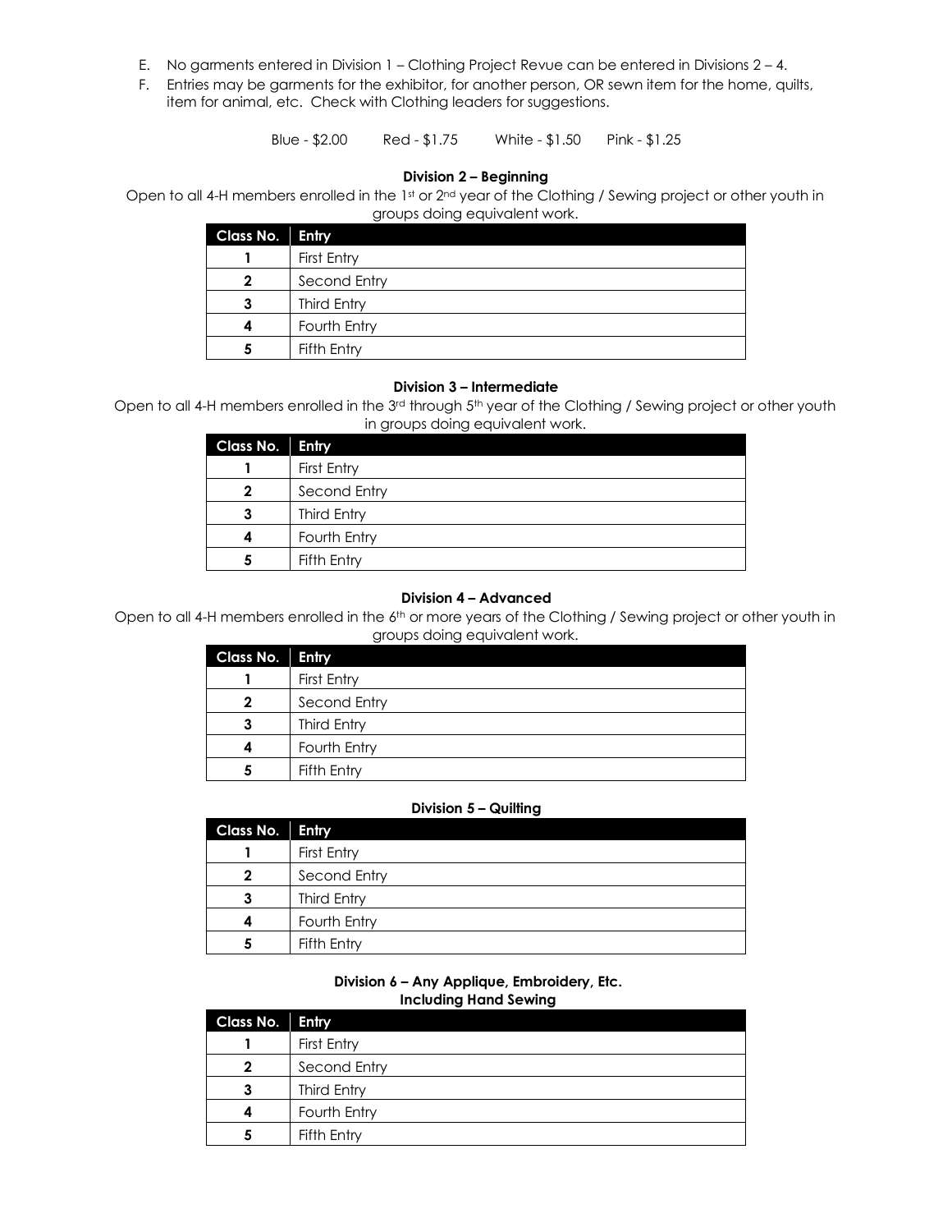E. No garments entered in Division 1 – Clothing Project Revue can be entered in Divisions 2 – 4.
F. Entries may be garments for the exhibitor, for another person, OR sewn item for the home, quilts, item for animal, etc. Check with Clothing leaders for suggestions.

Blue - $2.00 Red - $1.75 White - $1.50 Pink - $1.25

**Division 2 – Beginning**

Open to all 4-H members enrolled in the 1st or 2nd year of the Clothing / Sewing project or other youth in groups doing equivalent work.

| Class No. | Entry |
|---|---|
| 1 | First Entry |
| 2 | Second Entry |
| 3 | Third Entry |
| 4 | Fourth Entry |
| 5 | Fifth Entry |

**Division 3 – Intermediate**

Open to all 4-H members enrolled in the 3rd through 5th year of the Clothing / Sewing project or other youth in groups doing equivalent work.

| Class No. | Entry |
|---|---|
| 1 | First Entry |
| 2 | Second Entry |
| 3 | Third Entry |
| 4 | Fourth Entry |
| 5 | Fifth Entry |

**Division 4 – Advanced**

Open to all 4-H members enrolled in the 6th or more years of the Clothing / Sewing project or other youth in groups doing equivalent work.

| Class No. | Entry |
|---|---|
| 1 | First Entry |
| 2 | Second Entry |
| 3 | Third Entry |
| 4 | Fourth Entry |
| 5 | Fifth Entry |

**Division 5 – Quilting**

| Class No. | Entry |
|---|---|
| 1 | First Entry |
| 2 | Second Entry |
| 3 | Third Entry |
| 4 | Fourth Entry |
| 5 | Fifth Entry |

**Division 6 – Any Applique, Embroidery, Etc.**
**Including Hand Sewing**

| Class No. | Entry |
|---|---|
| 1 | First Entry |
| 2 | Second Entry |
| 3 | Third Entry |
| 4 | Fourth Entry |
| 5 | Fifth Entry |